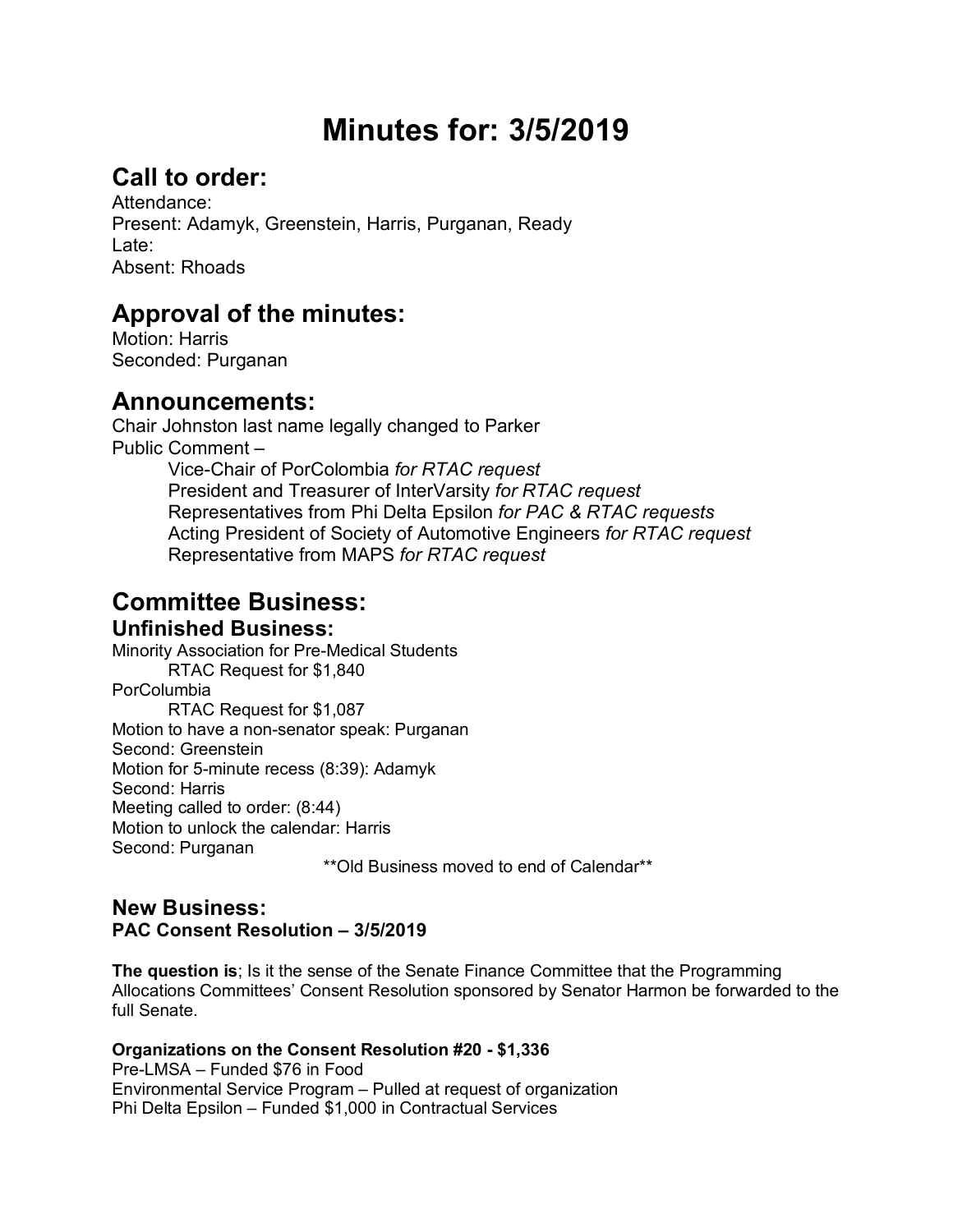# Minutes for: 3/5/2019

## Call to order:

Attendance:
Present: Adamyk, Greenstein, Harris, Purganan, Ready
Late:
Absent: Rhoads

## Approval of the minutes:

Motion: Harris
Seconded: Purganan

## Announcements:

Chair Johnston last name legally changed to Parker
Public Comment –

- Vice-Chair of PorColombia *for RTAC request*
- President and Treasurer of InterVarsity *for RTAC request*
- Representatives from Phi Delta Epsilon *for PAC & RTAC requests*
- Acting President of Society of Automotive Engineers *for RTAC request*
- Representative from MAPS *for RTAC request*

## Committee Business:

### Unfinished Business:

Minority Association for Pre-Medical Students
 RTAC Request for $1,840
PorColumbia
 RTAC Request for $1,087
Motion to have a non-senator speak: Purganan
Second: Greenstein
Motion for 5-minute recess (8:39): Adamyk
Second: Harris
Meeting called to order: (8:44)
Motion to unlock the calendar: Harris
Second: Purganan

**Old Business moved to end of Calendar**

### New Business:

**PAC Consent Resolution – 3/5/2019**

**The question is**; Is it the sense of the Senate Finance Committee that the Programming Allocations Committees' Consent Resolution sponsored by Senator Harmon be forwarded to the full Senate.

**Organizations on the Consent Resolution #20 - $1,336**
Pre-LMSA – Funded $76 in Food
Environmental Service Program – Pulled at request of organization
Phi Delta Epsilon – Funded $1,000 in Contractual Services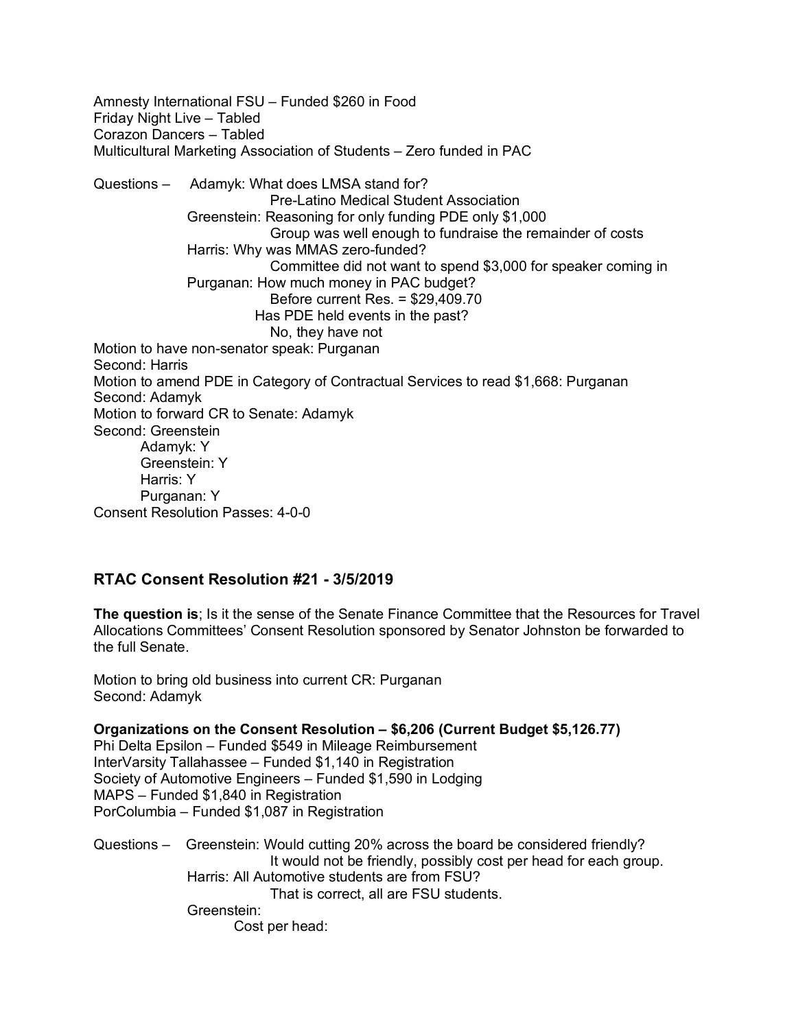Amnesty International FSU – Funded $260 in Food
Friday Night Live – Tabled
Corazon Dancers – Tabled
Multicultural Marketing Association of Students – Zero funded in PAC

Questions – Adamyk: What does LMSA stand for?
Pre-Latino Medical Student Association
Greenstein: Reasoning for only funding PDE only $1,000
Group was well enough to fundraise the remainder of costs
Harris: Why was MMAS zero-funded?
Committee did not want to spend $3,000 for speaker coming in
Purganan: How much money in PAC budget?
Before current Res. = $29,409.70
Has PDE held events in the past?
No, they have not

Motion to have non-senator speak: Purganan
Second: Harris
Motion to amend PDE in Category of Contractual Services to read $1,668: Purganan
Second: Adamyk
Motion to forward CR to Senate: Adamyk
Second: Greenstein
Adamyk: Y
Greenstein: Y
Harris: Y
Purganan: Y
Consent Resolution Passes: 4-0-0

### RTAC Consent Resolution #21 - 3/5/2019

**The question is**; Is it the sense of the Senate Finance Committee that the Resources for Travel Allocations Committees' Consent Resolution sponsored by Senator Johnston be forwarded to the full Senate.

Motion to bring old business into current CR: Purganan
Second: Adamyk

**Organizations on the Consent Resolution – $6,206 (Current Budget $5,126.77)**
Phi Delta Epsilon – Funded $549 in Mileage Reimbursement
InterVarsity Tallahassee – Funded $1,140 in Registration
Society of Automotive Engineers – Funded $1,590 in Lodging
MAPS – Funded $1,840 in Registration
PorColumbia – Funded $1,087 in Registration

Questions – Greenstein: Would cutting 20% across the board be considered friendly?
It would not be friendly, possibly cost per head for each group.
Harris: All Automotive students are from FSU?
That is correct, all are FSU students.
Greenstein:
Cost per head: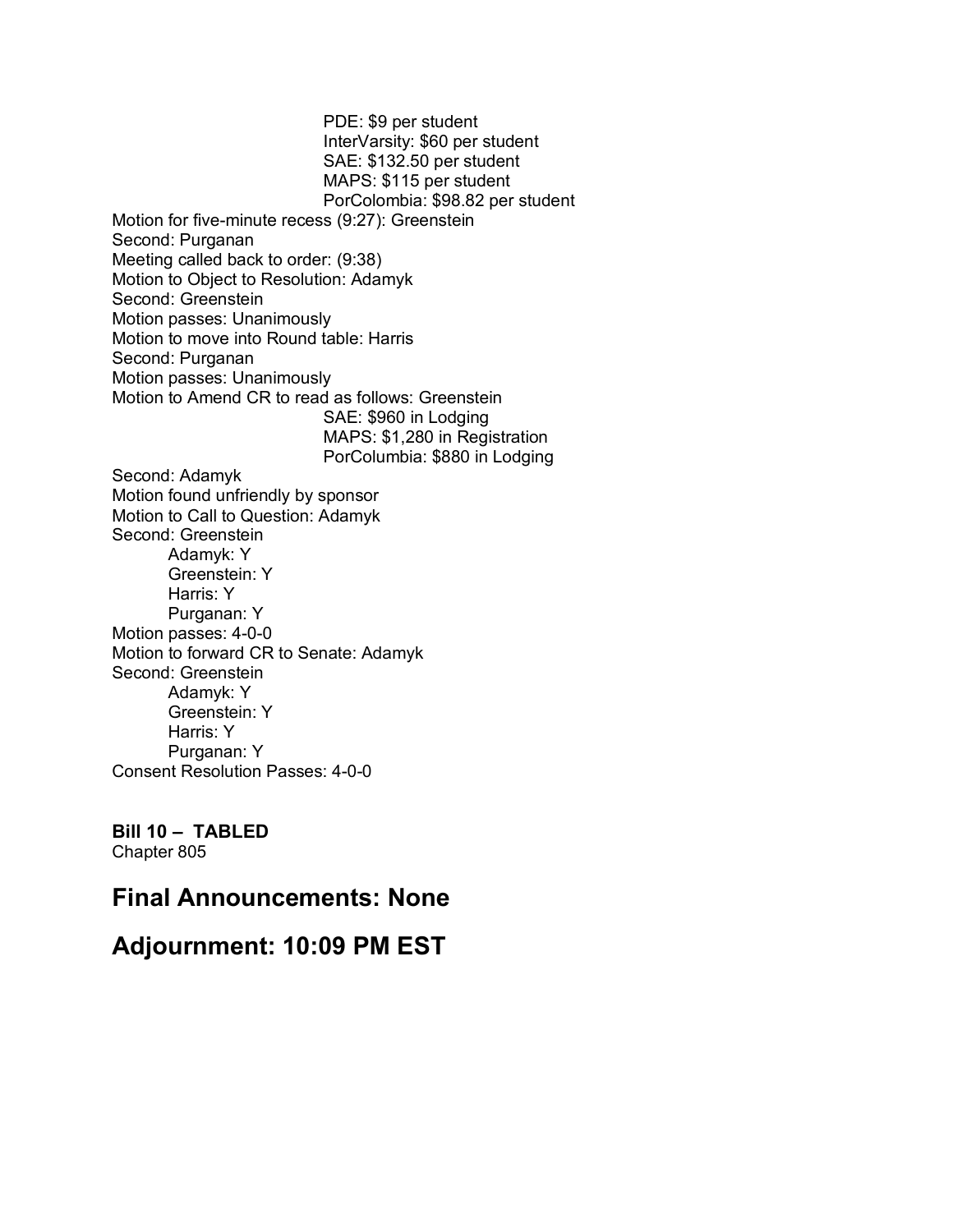PDE: $9 per student
InterVarsity: $60 per student
SAE: $132.50 per student
MAPS: $115 per student
PorColombia: $98.82 per student

Motion for five-minute recess (9:27): Greenstein
Second: Purganan
Meeting called back to order: (9:38)
Motion to Object to Resolution: Adamyk
Second: Greenstein
Motion passes: Unanimously
Motion to move into Round table: Harris
Second: Purganan
Motion passes: Unanimously
Motion to Amend CR to read as follows: Greenstein

SAE: $960 in Lodging
MAPS: $1,280 in Registration
PorColombia: $880 in Lodging

Second: Adamyk
Motion found unfriendly by sponsor
Motion to Call to Question: Adamyk
Second: Greenstein

Adamyk: Y
Greenstein: Y
Harris: Y
Purganan: Y

Motion passes: 4-0-0
Motion to forward CR to Senate: Adamyk
Second: Greenstein

Adamyk: Y
Greenstein: Y
Harris: Y
Purganan: Y

Consent Resolution Passes: 4-0-0

**Bill 10 – TABLED**
Chapter 805

## Final Announcements: None

## Adjournment: 10:09 PM EST